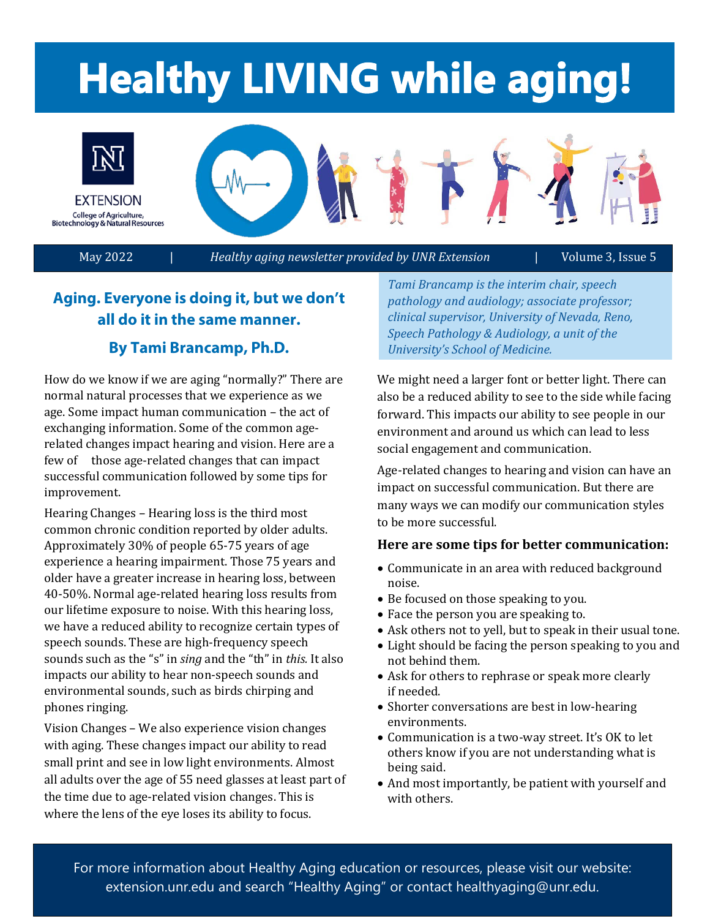# Healthy LIVING while aging!

EXTENSION

College of Agriculture, Biotechnology & Natural Resources

May 2022 | *Healthy aging newsletter provided by UNR Extension* | Volume 3, Issue 5

## Aging. Everyone is doing it, but we don't all do it in the same manner.

### By Tami Brancamp, Ph.D.

*Tami Brancamp is the interim chair, speech pathology and audiology; associate professor; clinical supervisor, University of Nevada, Reno, Speech Pathology & Audiology, a unit of the University's School of Medicine.*

How do we know if we are aging "normally?" There are normal natural processes that we experience as we age. Some impact human communication – the act of exchanging information. Some of the common age-related changes impact hearing and vision. Here are a few of those age-related changes that can impact successful communication followed by some tips for improvement.

Hearing Changes – Hearing loss is the third most common chronic condition reported by older adults. Approximately 30% of people 65-75 years of age experience a hearing impairment. Those 75 years and older have a greater increase in hearing loss, between 40-50%. Normal age-related hearing loss results from our lifetime exposure to noise. With this hearing loss, we have a reduced ability to recognize certain types of speech sounds. These are high-frequency speech sounds such as the "s" in *sing* and the "th" in *this.* It also impacts our ability to hear non-speech sounds and environmental sounds, such as birds chirping and phones ringing.

Vision Changes – We also experience vision changes with aging. These changes impact our ability to read small print and see in low light environments. Almost all adults over the age of 55 need glasses at least part of the time due to age-related vision changes. This is where the lens of the eye loses its ability to focus.

We might need a larger font or better light. There can also be a reduced ability to see to the side while facing forward. This impacts our ability to see people in our environment and around us which can lead to less social engagement and communication.

Age-related changes to hearing and vision can have an impact on successful communication. But there are many ways we can modify our communication styles to be more successful.

**Here are some tips for better communication:**

- Communicate in an area with reduced background noise.
- Be focused on those speaking to you.
- Face the person you are speaking to.
- Ask others not to yell, but to speak in their usual tone.
- Light should be facing the person speaking to you and not behind them.
- Ask for others to rephrase or speak more clearly if needed.
- Shorter conversations are best in low-hearing environments.
- Communication is a two-way street. It's OK to let others know if you are not understanding what is being said.
- And most importantly, be patient with yourself and with others.

For more information about Healthy Aging education or resources, please visit our website: extension.unr.edu and search "Healthy Aging" or contact healthyaging@unr.edu.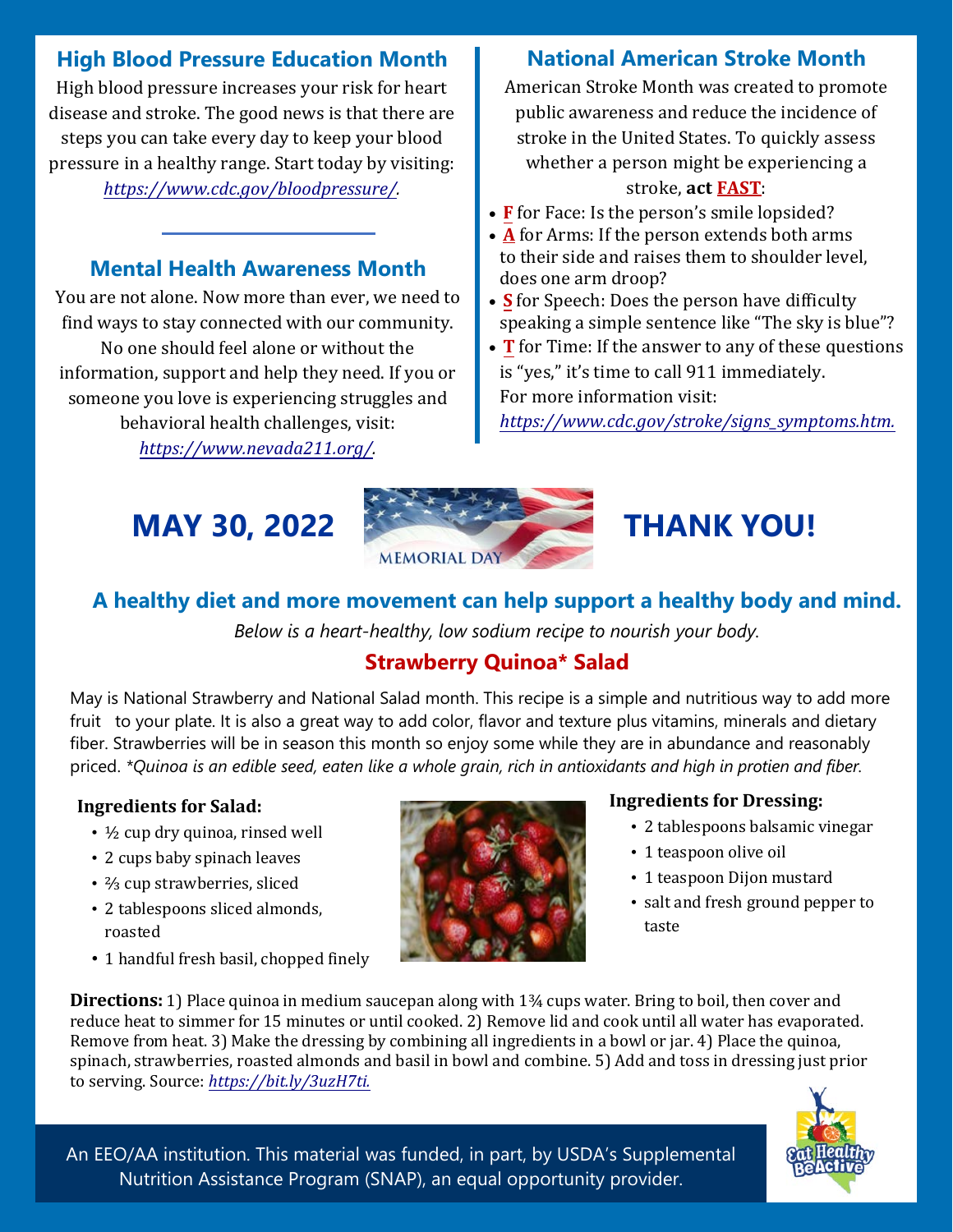## High Blood Pressure Education Month

High blood pressure increases your risk for heart disease and stroke. The good news is that there are steps you can take every day to keep your blood pressure in a healthy range. Start today by visiting: *https://www.cdc.gov/bloodpressure/*.

## Mental Health Awareness Month

You are not alone. Now more than ever, we need to find ways to stay connected with our community. No one should feel alone or without the information, support and help they need. If you or someone you love is experiencing struggles and behavioral health challenges, visit: *https://www.nevada211.org/*.

## National American Stroke Month

American Stroke Month was created to promote public awareness and reduce the incidence of stroke in the United States. To quickly assess whether a person might be experiencing a stroke, **act FAST**:

- **F** for Face: Is the person's smile lopsided?
- **A** for Arms: If the person extends both arms to their side and raises them to shoulder level, does one arm droop?
- **S** for Speech: Does the person have difficulty speaking a simple sentence like "The sky is blue"?
- **T** for Time: If the answer to any of these questions is "yes," it's time to call 911 immediately. For more information visit: *https://www.cdc.gov/stroke/signs_symptoms.htm.*

## MAY 30, 2022

MEMORIAL DAY

## THANK YOU!

### A healthy diet and more movement can help support a healthy body and mind.

*Below is a heart-healthy, low sodium recipe to nourish your body.*

### Strawberry Quinoa* Salad

May is National Strawberry and National Salad month. This recipe is a simple and nutritious way to add more fruit to your plate. It is also a great way to add color, flavor and texture plus vitamins, minerals and dietary fiber. Strawberries will be in season this month so enjoy some while they are in abundance and reasonably priced. *\*Quinoa is an edible seed, eaten like a whole grain, rich in antioxidants and high in protien and fiber.*

**Ingredients for Salad:**

- ½ cup dry quinoa, rinsed well
- 2 cups baby spinach leaves
- ⅔ cup strawberries, sliced
- 2 tablespoons sliced almonds, roasted
- 1 handful fresh basil, chopped finely

**Ingredients for Dressing:**

- 2 tablespoons balsamic vinegar
- 1 teaspoon olive oil
- 1 teaspoon Dijon mustard
- salt and fresh ground pepper to taste

**Directions:** 1) Place quinoa in medium saucepan along with 1¾ cups water. Bring to boil, then cover and reduce heat to simmer for 15 minutes or until cooked. 2) Remove lid and cook until all water has evaporated. Remove from heat. 3) Make the dressing by combining all ingredients in a bowl or jar. 4) Place the quinoa, spinach, strawberries, roasted almonds and basil in bowl and combine. 5) Add and toss in dressing just prior to serving. Source: *https://bit.ly/3uzH7ti.*

An EEO/AA institution. This material was funded, in part, by USDA's Supplemental Nutrition Assistance Program (SNAP), an equal opportunity provider.

Eat Healthy Be Active